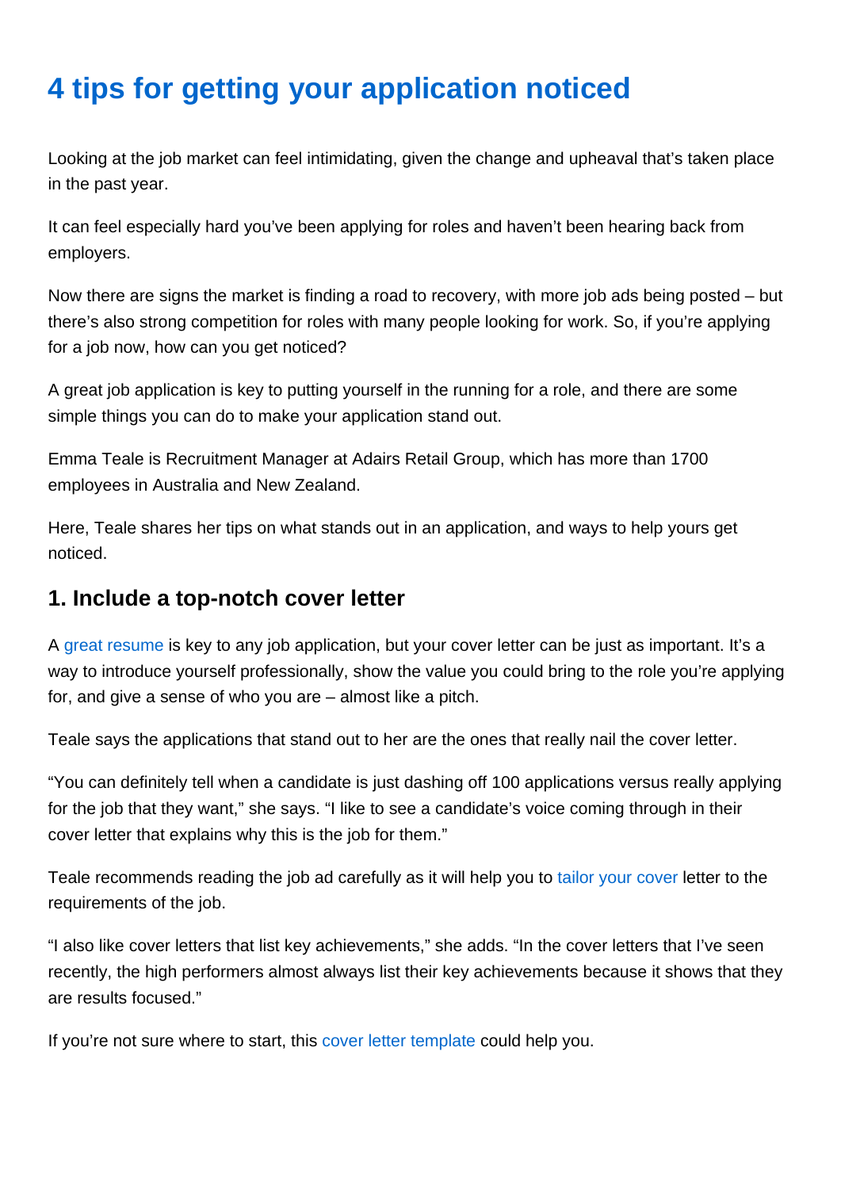# 4 tips for getting your application noticed

Looking at the job market can feel intimidating, given the change and upheaval that's taken place in the past year.

It can feel especially hard you've been applying for roles and haven't been hearing back from employers.

Now there are signs the market is finding a road to recovery, with more job ads being posted – but there's also strong competition for roles with many people looking for work. So, if you're applying for a job now, how can you get noticed?

A great job application is key to putting yourself in the running for a role, and there are some simple things you can do to make your application stand out.

Emma Teale is Recruitment Manager at Adairs Retail Group, which has more than 1700 employees in Australia and New Zealand.

Here, Teale shares her tips on what stands out in an application, and ways to help yours get noticed.

## 1. Include a top-notch cover letter

A great resume is key to any job application, but your cover letter can be just as important. It's a way to introduce yourself professionally, show the value you could bring to the role you're applying for, and give a sense of who you are – almost like a pitch.

Teale says the applications that stand out to her are the ones that really nail the cover letter.

"You can definitely tell when a candidate is just dashing off 100 applications versus really applying for the job that they want," she says. "I like to see a candidate's voice coming through in their cover letter that explains why this is the job for them."

Teale recommends reading the job ad carefully as it will help you to tailor your cover letter to the requirements of the job.

"I also like cover letters that list key achievements," she adds. "In the cover letters that I've seen recently, the high performers almost always list their key achievements because it shows that they are results focused."

If you're not sure where to start, this cover letter template could help you.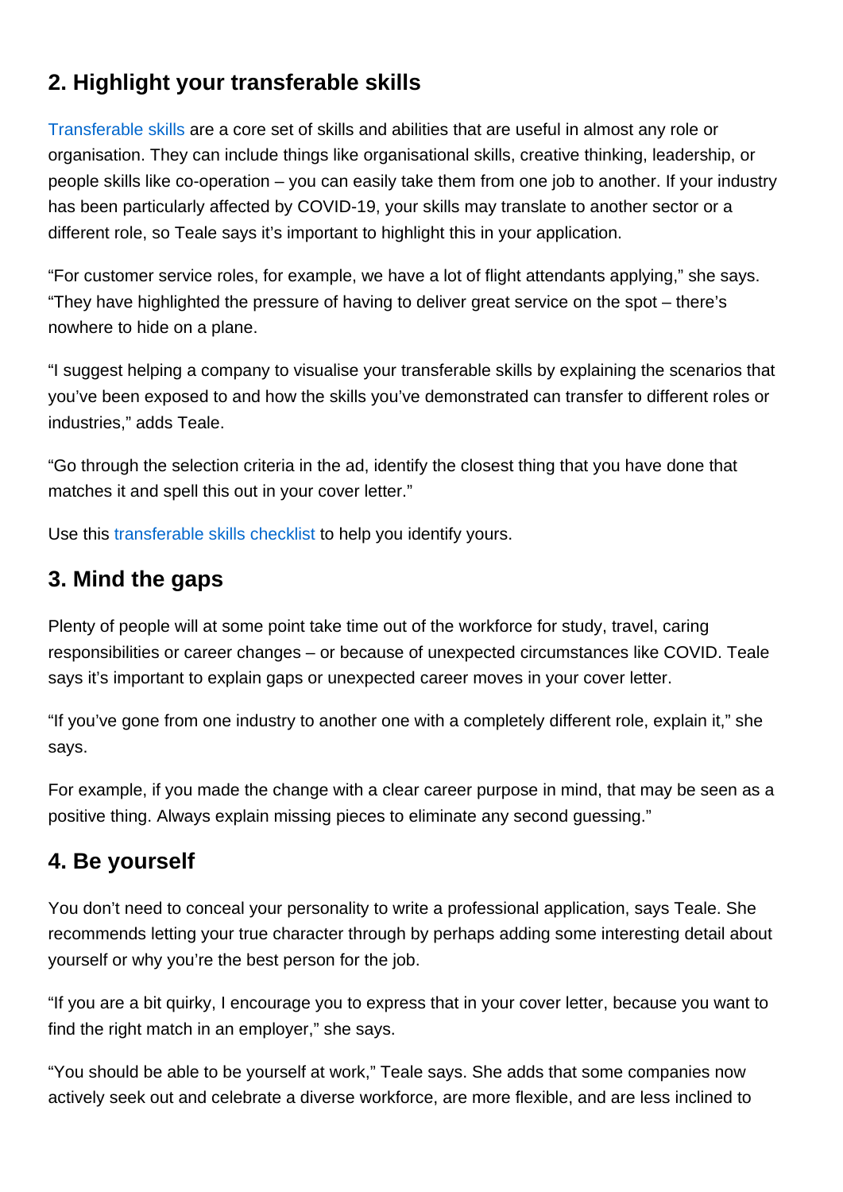## 2. Highlight your transferable skills

Transferable skills are a core set of skills and abilities that are useful in almost any role or organisation. They can include things like organisational skills, creative thinking, leadership, or people skills like co-operation – you can easily take them from one job to another. If your industry has been particularly affected by COVID-19, your skills may translate to another sector or a different role, so Teale says it's important to highlight this in your application.

"For customer service roles, for example, we have a lot of flight attendants applying," she says. "They have highlighted the pressure of having to deliver great service on the spot – there's nowhere to hide on a plane.

"I suggest helping a company to visualise your transferable skills by explaining the scenarios that you've been exposed to and how the skills you've demonstrated can transfer to different roles or industries," adds Teale.

"Go through the selection criteria in the ad, identify the closest thing that you have done that matches it and spell this out in your cover letter."

Use this transferable skills checklist to help you identify yours.

## 3. Mind the gaps

Plenty of people will at some point take time out of the workforce for study, travel, caring responsibilities or career changes – or because of unexpected circumstances like COVID. Teale says it's important to explain gaps or unexpected career moves in your cover letter.

"If you've gone from one industry to another one with a completely different role, explain it," she says.

For example, if you made the change with a clear career purpose in mind, that may be seen as a positive thing. Always explain missing pieces to eliminate any second guessing."

## 4. Be yourself

You don't need to conceal your personality to write a professional application, says Teale. She recommends letting your true character through by perhaps adding some interesting detail about yourself or why you're the best person for the job.

"If you are a bit quirky, I encourage you to express that in your cover letter, because you want to find the right match in an employer," she says.

"You should be able to be yourself at work," Teale says. She adds that some companies now actively seek out and celebrate a diverse workforce, are more flexible, and are less inclined to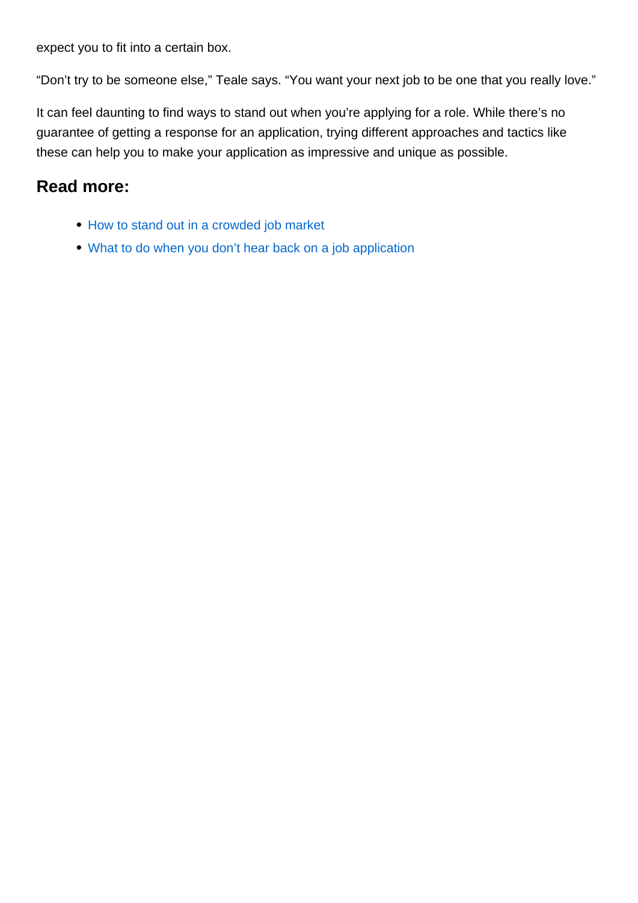expect you to fit into a certain box.

“Don’t try to be someone else,” Teale says. “You want your next job to be one that you really love.”

It can feel daunting to find ways to stand out when you’re applying for a role. While there’s no guarantee of getting a response for an application, trying different approaches and tactics like these can help you to make your application as impressive and unique as possible.

## Read more:

- How to stand out in a crowded job market
- What to do when you don’t hear back on a job application